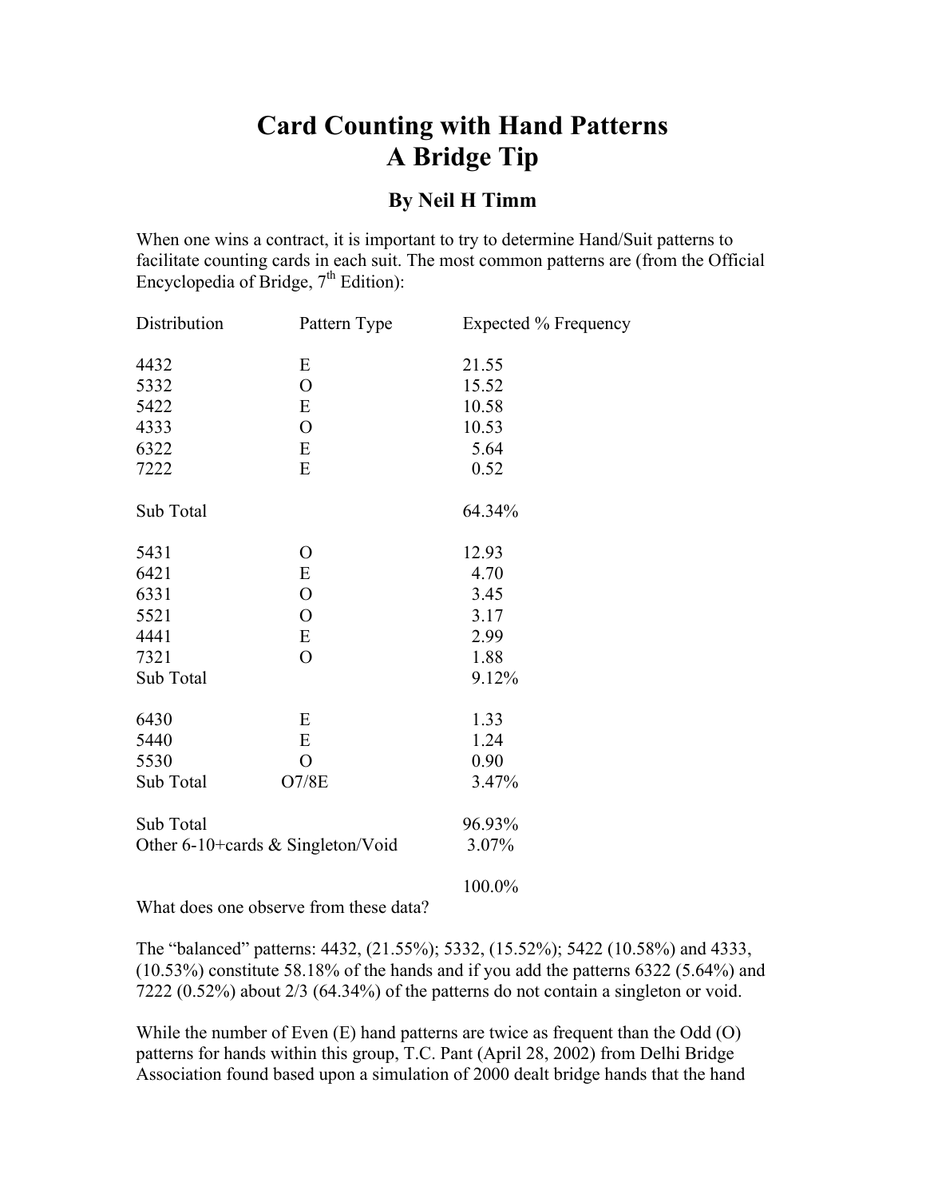# Card Counting with Hand Patterns
# A Bridge Tip

### By Neil H Timm

When one wins a contract, it is important to try to determine Hand/Suit patterns to facilitate counting cards in each suit. The most common patterns are (from the Official Encyclopedia of Bridge, 7th Edition):

| Distribution | Pattern Type | Expected % Frequency |
|---|---|---|
| 4432 | E | 21.55 |
| 5332 | O | 15.52 |
| 5422 | E | 10.58 |
| 4333 | O | 10.53 |
| 6322 | E | 5.64 |
| 7222 | E | 0.52 |
| Sub Total | | 64.34% |
| 5431 | O | 12.93 |
| 6421 | E | 4.70 |
| 6331 | O | 3.45 |
| 5521 | O | 3.17 |
| 4441 | E | 2.99 |
| 7321 | O | 1.88 |
| Sub Total | | 9.12% |
| 6430 | E | 1.33 |
| 5440 | E | 1.24 |
| 5530 | O | 0.90 |
| Sub Total | O7/8E | 3.47% |
| Sub Total | | 96.93% |
| Other 6-10+cards & Singleton/Void | | 3.07% |
| | | 100.0% |

What does one observe from these data?

The "balanced" patterns: 4432, (21.55%); 5332, (15.52%); 5422 (10.58%) and 4333, (10.53%) constitute 58.18% of the hands and if you add the patterns 6322 (5.64%) and 7222 (0.52%) about 2/3 (64.34%) of the patterns do not contain a singleton or void.

While the number of Even (E) hand patterns are twice as frequent than the Odd (O) patterns for hands within this group, T.C. Pant (April 28, 2002) from Delhi Bridge Association found based upon a simulation of 2000 dealt bridge hands that the hand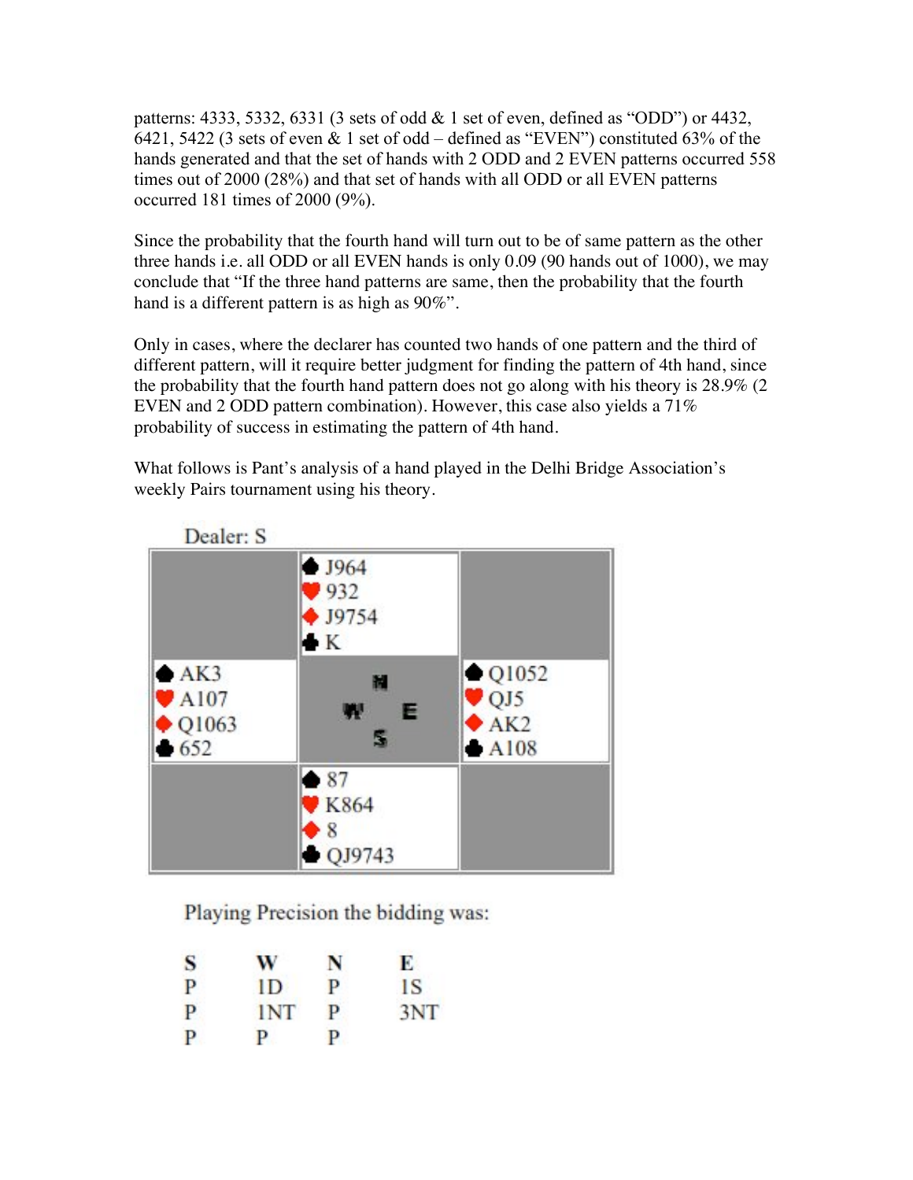patterns: 4333, 5332, 6331 (3 sets of odd & 1 set of even, defined as "ODD") or 4432, 6421, 5422 (3 sets of even & 1 set of odd – defined as "EVEN") constituted 63% of the hands generated and that the set of hands with 2 ODD and 2 EVEN patterns occurred 558 times out of 2000 (28%) and that set of hands with all ODD or all EVEN patterns occurred 181 times of 2000 (9%).

Since the probability that the fourth hand will turn out to be of same pattern as the other three hands i.e. all ODD or all EVEN hands is only 0.09 (90 hands out of 1000), we may conclude that "If the three hand patterns are same, then the probability that the fourth hand is a different pattern is as high as 90%".

Only in cases, where the declarer has counted two hands of one pattern and the third of different pattern, will it require better judgment for finding the pattern of 4th hand, since the probability that the fourth hand pattern does not go along with his theory is 28.9% (2 EVEN and 2 ODD pattern combination). However, this case also yields a 71% probability of success in estimating the pattern of 4th hand.

What follows is Pant's analysis of a hand played in the Delhi Bridge Association's weekly Pairs tournament using his theory.

Dealer: S

| | North | |
|---|---|---|
| | ♠ J964<br>♥ 932<br>♦ J9754<br>♣ K | |
| **West**<br>♠ AK3<br>♥ A107<br>♦ Q1063<br>♣ 652 | N<br>W E<br>S | **East**<br>♠ Q1052<br>♥ QJ5<br>♦ AK2<br>♣ A108 |
| | ♠ 87<br>♥ K864<br>♦ 8<br>♣ QJ9743 | |
| | South | |

Playing Precision the bidding was:

| S | W | N | E |
|---|---|---|---|
| P | 1D | P | 1S |
| P | 1NT | P | 3NT |
| P | P | P | |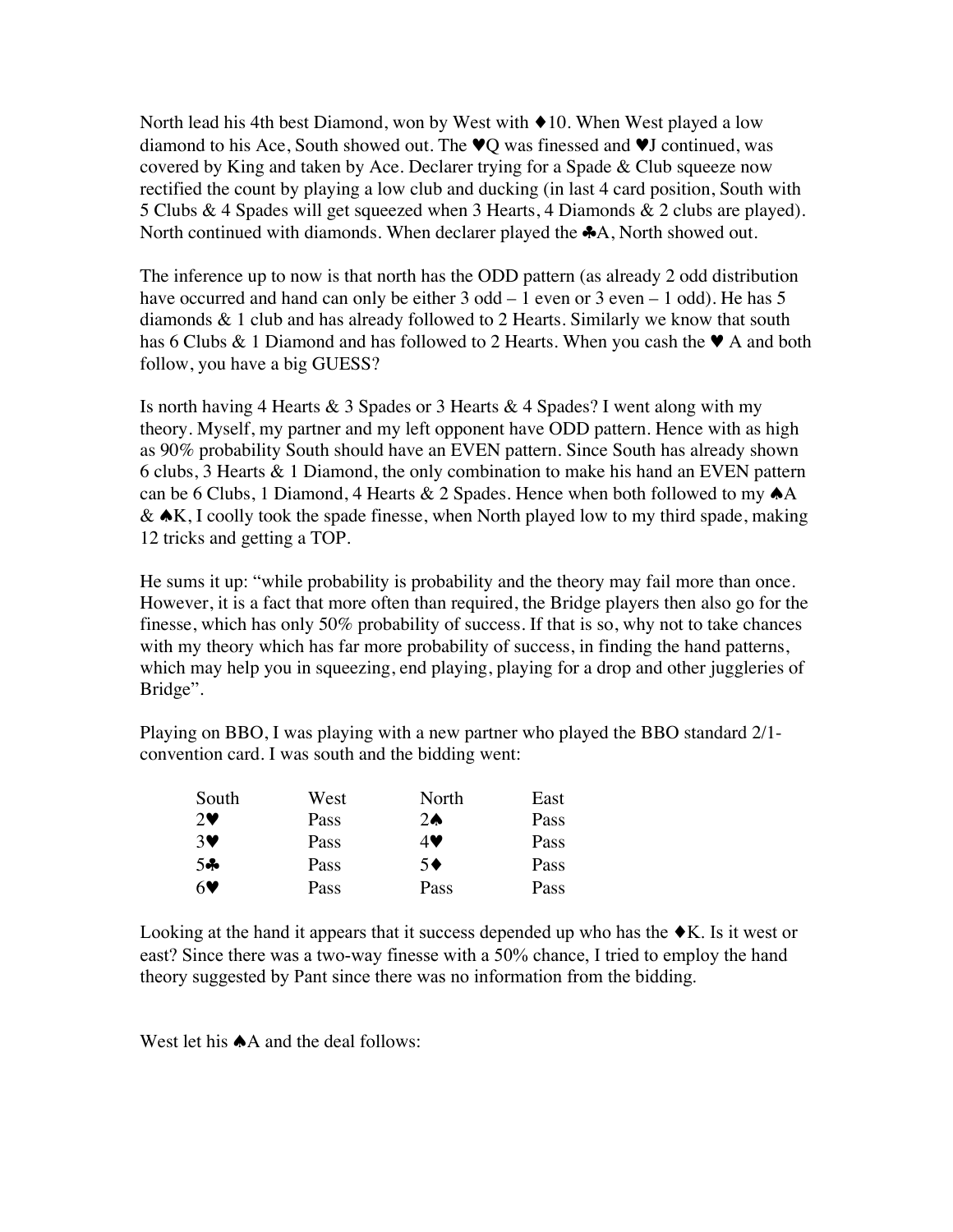North lead his 4th best Diamond, won by West with ♦10. When West played a low diamond to his Ace, South showed out. The ♥Q was finessed and ♥J continued, was covered by King and taken by Ace. Declarer trying for a Spade & Club squeeze now rectified the count by playing a low club and ducking (in last 4 card position, South with 5 Clubs & 4 Spades will get squeezed when 3 Hearts, 4 Diamonds & 2 clubs are played). North continued with diamonds. When declarer played the ♣A, North showed out.

The inference up to now is that north has the ODD pattern (as already 2 odd distribution have occurred and hand can only be either 3 odd – 1 even or 3 even – 1 odd). He has 5 diamonds & 1 club and has already followed to 2 Hearts. Similarly we know that south has 6 Clubs & 1 Diamond and has followed to 2 Hearts. When you cash the ♥ A and both follow, you have a big GUESS?

Is north having 4 Hearts & 3 Spades or 3 Hearts & 4 Spades? I went along with my theory. Myself, my partner and my left opponent have ODD pattern. Hence with as high as 90% probability South should have an EVEN pattern. Since South has already shown 6 clubs, 3 Hearts & 1 Diamond, the only combination to make his hand an EVEN pattern can be 6 Clubs, 1 Diamond, 4 Hearts & 2 Spades. Hence when both followed to my ♠A & ♠K, I coolly took the spade finesse, when North played low to my third spade, making 12 tricks and getting a TOP.

He sums it up: "while probability is probability and the theory may fail more than once. However, it is a fact that more often than required, the Bridge players then also go for the finesse, which has only 50% probability of success. If that is so, why not to take chances with my theory which has far more probability of success, in finding the hand patterns, which may help you in squeezing, end playing, playing for a drop and other juggleries of Bridge".

Playing on BBO, I was playing with a new partner who played the BBO standard 2/1-convention card. I was south and the bidding went:

| South | West | North | East |
|---|---|---|---|
| 2♥ | Pass | 2♠ | Pass |
| 3♥ | Pass | 4♥ | Pass |
| 5♣ | Pass | 5♦ | Pass |
| 6♥ | Pass | Pass | Pass |

Looking at the hand it appears that it success depended up who has the ♦K. Is it west or east? Since there was a two-way finesse with a 50% chance, I tried to employ the hand theory suggested by Pant since there was no information from the bidding.

West let his ♠A and the deal follows: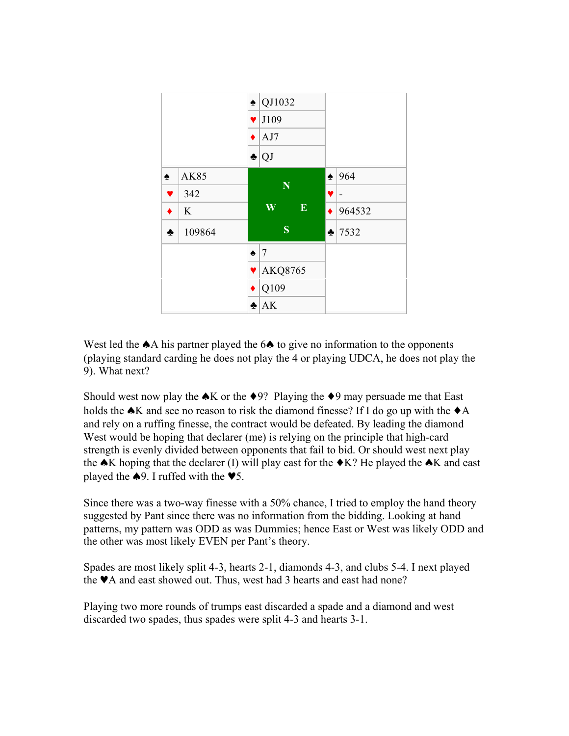| | | | | | |
|---|---|---|---|---|---|
| | | ♠ | QJ1032 | | |
| | | ♥ | J109 | | |
| | | ♦ | AJ7 | | |
| | | ♣ | QJ | | |
| ♠ | AK85 | N | | ♠ | 964 |
| ♥ | 342 | W | E | ♥ | - |
| ♦ | K | | | ♦ | 964532 |
| ♣ | 109864 | S | | ♣ | 7532 |
| | | ♠ | 7 | | |
| | | ♥ | AKQ8765 | | |
| | | ♦ | Q109 | | |
| | | ♣ | AK | | |

West led the ♠A his partner played the 6♠ to give no information to the opponents (playing standard carding he does not play the 4 or playing UDCA, he does not play the 9). What next?

Should west now play the ♠K or the ♦9? Playing the ♦9 may persuade me that East holds the ♠K and see no reason to risk the diamond finesse? If I do go up with the ♦A and rely on a ruffing finesse, the contract would be defeated. By leading the diamond West would be hoping that declarer (me) is relying on the principle that high-card strength is evenly divided between opponents that fail to bid. Or should west next play the ♠K hoping that the declarer (I) will play east for the ♦K? He played the ♠K and east played the ♠9. I ruffed with the ♥5.

Since there was a two-way finesse with a 50% chance, I tried to employ the hand theory suggested by Pant since there was no information from the bidding. Looking at hand patterns, my pattern was ODD as was Dummies; hence East or West was likely ODD and the other was most likely EVEN per Pant's theory.

Spades are most likely split 4-3, hearts 2-1, diamonds 4-3, and clubs 5-4. I next played the ♥A and east showed out. Thus, west had 3 hearts and east had none?

Playing two more rounds of trumps east discarded a spade and a diamond and west discarded two spades, thus spades were split 4-3 and hearts 3-1.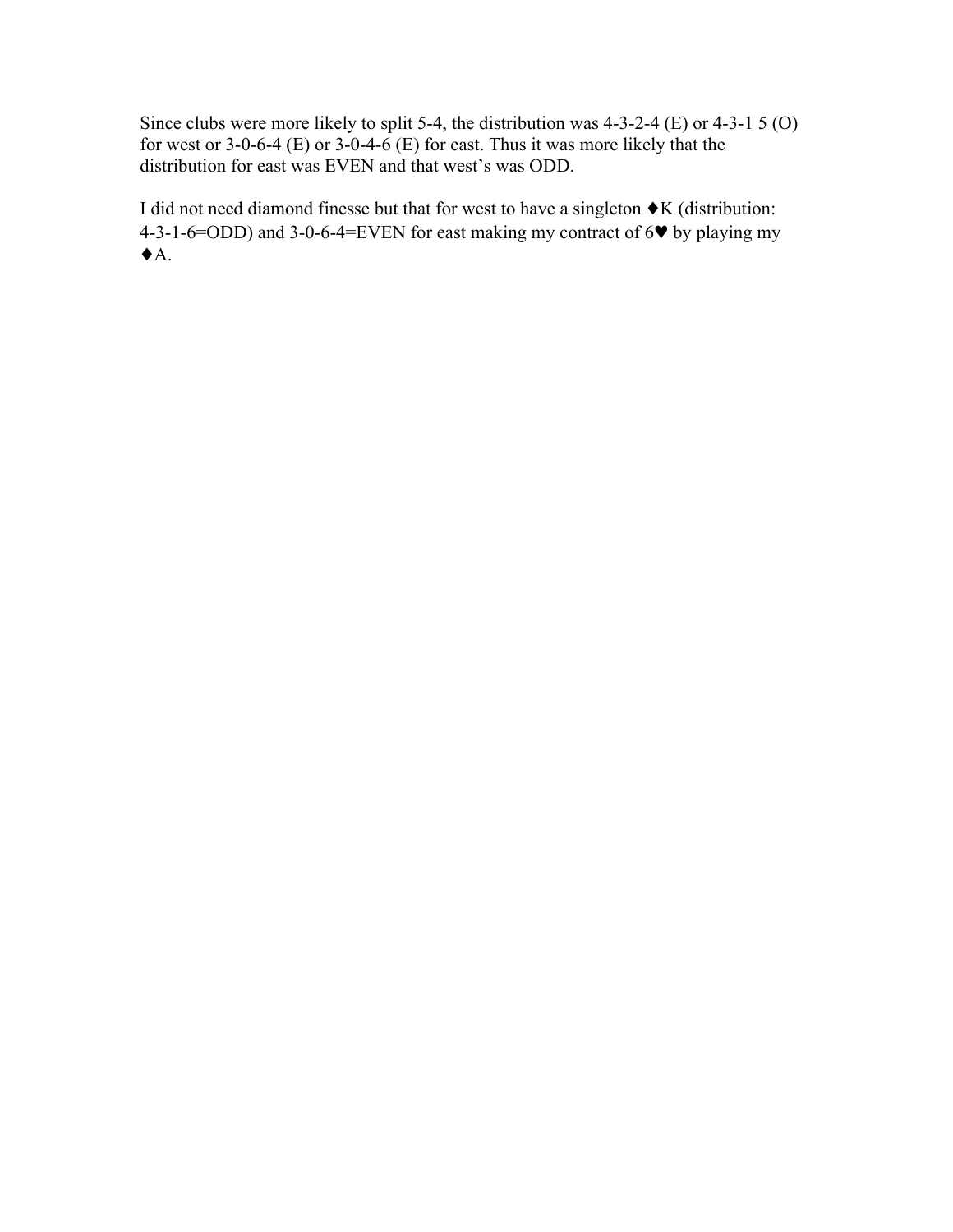Since clubs were more likely to split 5-4, the distribution was 4-3-2-4 (E) or 4-3-1 5 (O) for west or 3-0-6-4 (E) or 3-0-4-6 (E) for east. Thus it was more likely that the distribution for east was EVEN and that west's was ODD.

I did not need diamond finesse but that for west to have a singleton ♦K (distribution: 4-3-1-6=ODD) and 3-0-6-4=EVEN for east making my contract of 6♥ by playing my ♦A.